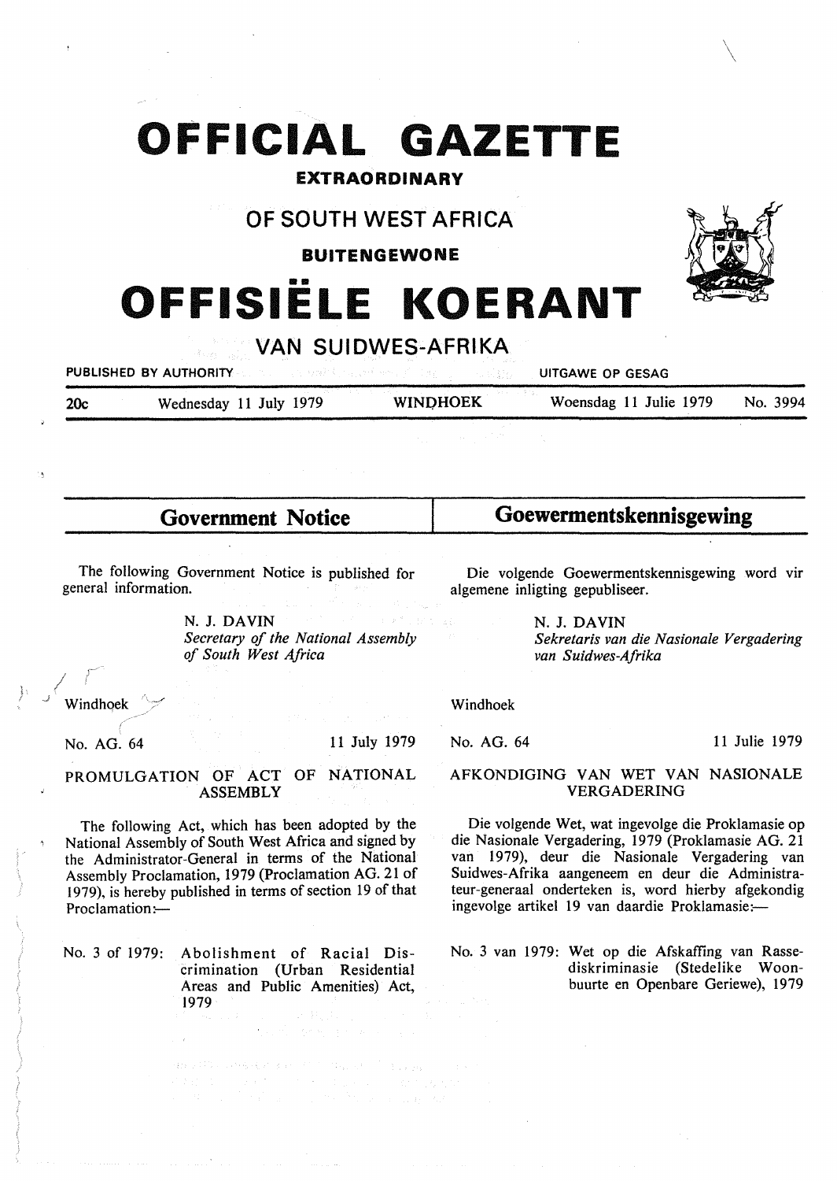# OFFICIAL GAZETTE

**EXTRAORDINARY**

## OF SOUTH WEST AFRICA

**BUITENGEWONE**

# OFFISIËLE KOERANT

## VAN SUIDWES-AFRIKA

PUBLISHED BY AUTHORITY — UITGAWE OP GESAG

20c — Wednesday 11 July 1979 — WINDHOEK — Woensdag 11 Julie 1979 — No. 3994

## Government Notice

The following Government Notice is published for general information.

N. J. DAVIN
*Secretary of the National Assembly of South West Africa*

Windhoek

No. AG. 64 — 11 July 1979

### PROMULGATION OF ACT OF NATIONAL ASSEMBLY

The following Act, which has been adopted by the National Assembly of South West Africa and signed by the Administrator-General in terms of the National Assembly Proclamation, 1979 (Proclamation AG. 21 of 1979), is hereby published in terms of section 19 of that Proclamation:—

No. 3 of 1979: Abolishment of Racial Discrimination (Urban Residential Areas and Public Amenities) Act, 1979

## Goewermentskennisgewing

Die volgende Goewermentskennisgewing word vir algemene inligting gepubliseer.

N. J. DAVIN
*Sekretaris van die Nasionale Vergadering van Suidwes-Afrika*

Windhoek

No. AG. 64 — 11 Julie 1979

### AFKONDIGING VAN WET VAN NASIONALE VERGADERING

Die volgende Wet, wat ingevolge die Proklamasie op die Nasionale Vergadering, 1979 (Proklamasie AG. 21 van 1979), deur die Nasionale Vergadering van Suidwes-Afrika aangeneem en deur die Administrateur-generaal onderteken is, word hierby afgekondig ingevolge artikel 19 van daardie Proklamasie:—

No. 3 van 1979: Wet op die Afskaffing van Rassediskriminasie (Stedelike Woonbuurte en Openbare Geriewe), 1979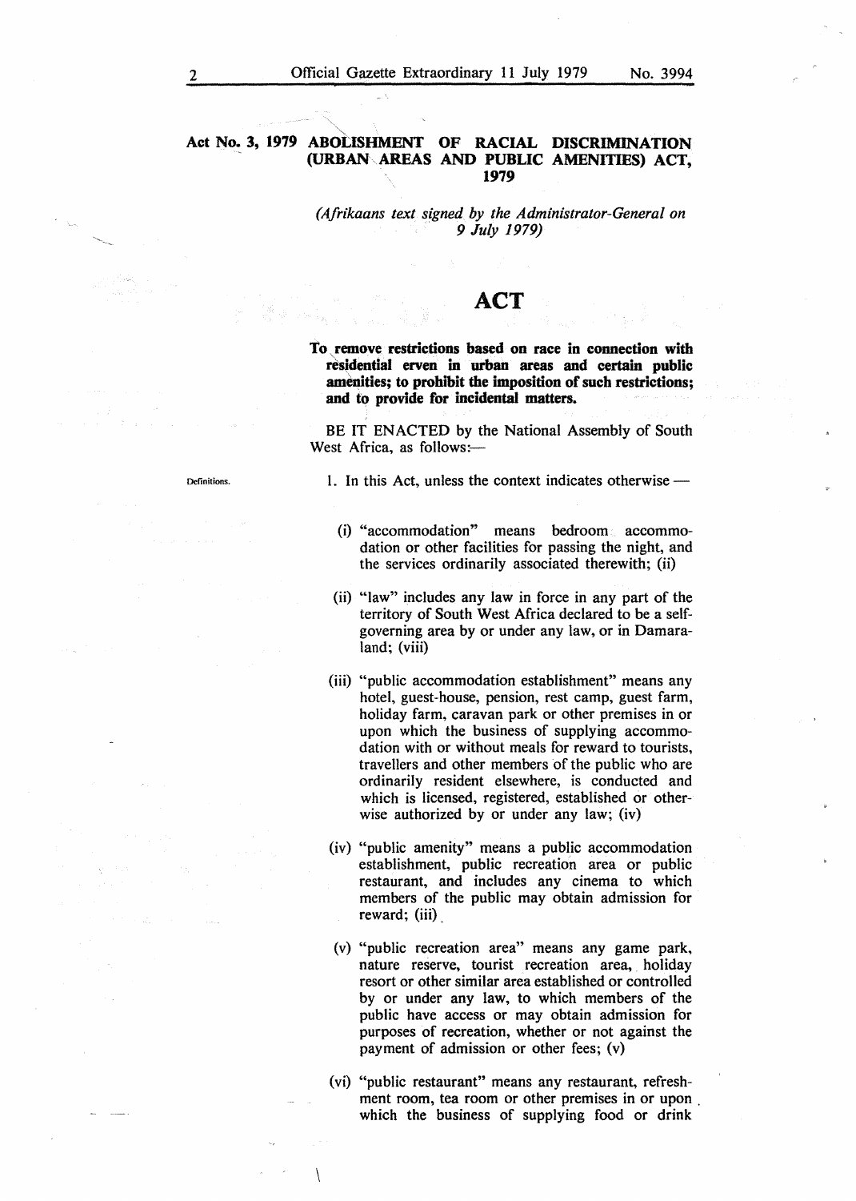**Act No. 3, 1979** **ABOLISHMENT OF RACIAL DISCRIMINATION (URBAN AREAS AND PUBLIC AMENITIES) ACT, 1979**

*(Afrikaans text signed by the Administrator-General on 9 July 1979)*

# ACT

**To remove restrictions based on race in connection with residential erven in urban areas and certain public amenities; to prohibit the imposition of such restrictions; and to provide for incidental matters.**

BE IT ENACTED by the National Assembly of South West Africa, as follows:—

Definitions.

1. In this Act, unless the context indicates otherwise —

(i) "accommodation" means bedroom accommodation or other facilities for passing the night, and the services ordinarily associated therewith; (ii)

(ii) "law" includes any law in force in any part of the territory of South West Africa declared to be a self-governing area by or under any law, or in Damaraland; (viii)

(iii) "public accommodation establishment" means any hotel, guest-house, pension, rest camp, guest farm, holiday farm, caravan park or other premises in or upon which the business of supplying accommodation with or without meals for reward to tourists, travellers and other members of the public who are ordinarily resident elsewhere, is conducted and which is licensed, registered, established or otherwise authorized by or under any law; (iv)

(iv) "public amenity" means a public accommodation establishment, public recreation area or public restaurant, and includes any cinema to which members of the public may obtain admission for reward; (iii)

(v) "public recreation area" means any game park, nature reserve, tourist recreation area, holiday resort or other similar area established or controlled by or under any law, to which members of the public have access or may obtain admission for purposes of recreation, whether or not against the payment of admission or other fees; (v)

(vi) "public restaurant" means any restaurant, refreshment room, tea room or other premises in or upon which the business of supplying food or drink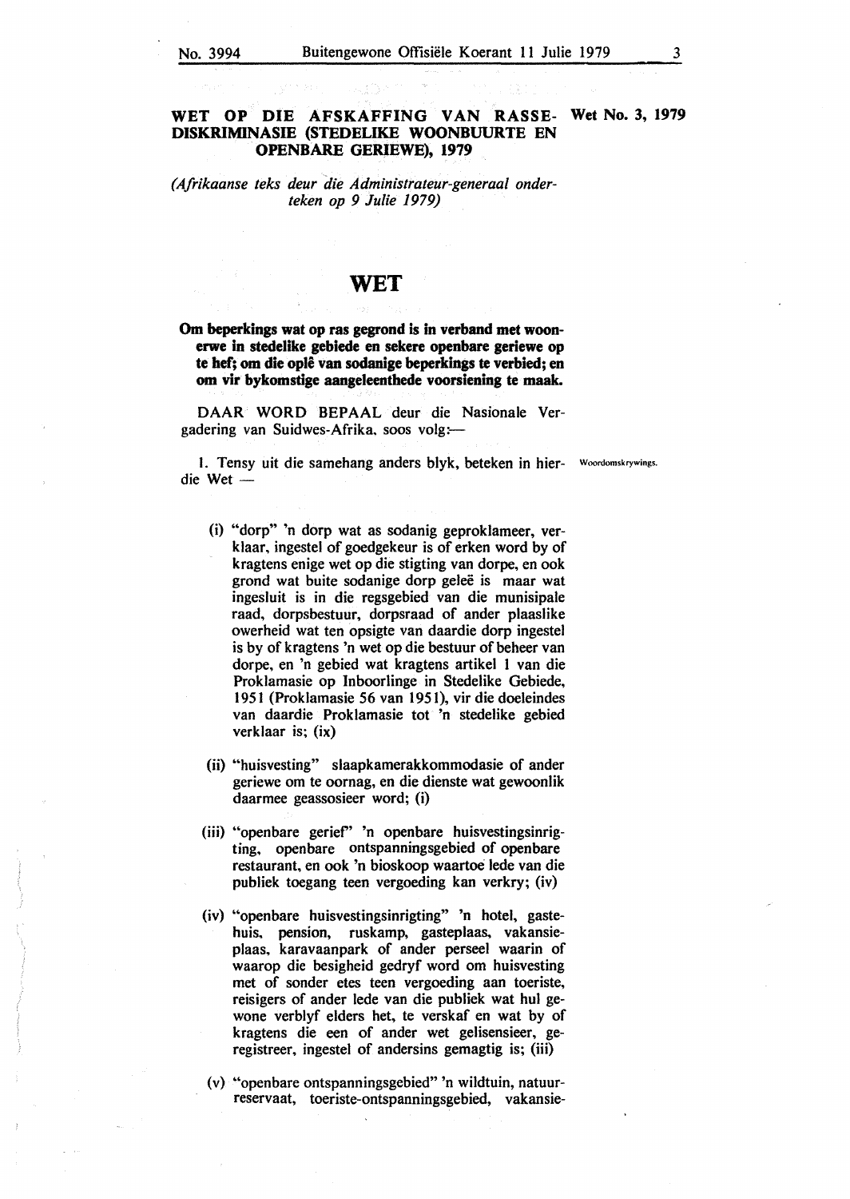## WET OP DIE AFSKAFFING VAN RASSE-DISKRIMINASIE (STEDELIKE WOONBUURTE EN OPENBARE GERIEWE), 1979

Wet No. 3, 1979

*(Afrikaanse teks deur die Administrateur-generaal onderteken op 9 Julie 1979)*

# WET

**Om beperkings wat op ras gegrond is in verband met woonerwe in stedelike gebiede en sekere openbare geriewe op te hef; om die oplê van sodanige beperkings te verbied; en om vir bykomstige aangeleenthede voorsiening te maak.**

DAAR WORD BEPAAL deur die Nasionale Vergadering van Suidwes-Afrika, soos volg:—

Woordomskrywings.

1. Tensy uit die samehang anders blyk, beteken in hierdie Wet —

(i) "dorp" 'n dorp wat as sodanig geproklameer, verklaar, ingestel of goedgekeur is of erken word by of kragtens enige wet op die stigting van dorpe, en ook grond wat buite sodanige dorp geleë is maar wat ingesluit is in die regsgebied van die munisipale raad, dorpsbestuur, dorpsraad of ander plaaslike owerheid wat ten opsigte van daardie dorp ingestel is by of kragtens 'n wet op die bestuur of beheer van dorpe, en 'n gebied wat kragtens artikel 1 van die Proklamasie op Inboorlinge in Stedelike Gebiede, 1951 (Proklamasie 56 van 1951), vir die doeleindes van daardie Proklamasie tot 'n stedelike gebied verklaar is; (ix)

(ii) "huisvesting" slaapkamerakkommodasie of ander geriewe om te oornag, en die dienste wat gewoonlik daarmee geassosieer word; (i)

(iii) "openbare gerief" 'n openbare huisvestingsinrigting, openbare ontspanningsgebied of openbare restaurant, en ook 'n bioskoop waartoe lede van die publiek toegang teen vergoeding kan verkry; (iv)

(iv) "openbare huisvestingsinrigting" 'n hotel, gastehuis, pension, ruskamp, gasteplaas, vakansieplaas, karavaanpark of ander perseel waarin of waarop die besigheid gedryf word om huisvesting met of sonder etes teen vergoeding aan toeriste, reisigers of ander lede van die publiek wat hul gewone verblyf elders het, te verskaf en wat by of kragtens die een of ander wet gelisensieer, geregistreer, ingestel of andersins gemagtig is; (iii)

(v) "openbare ontspanningsgebied" 'n wildtuin, natuurreservaat, toeriste-ontspanningsgebied, vakansie-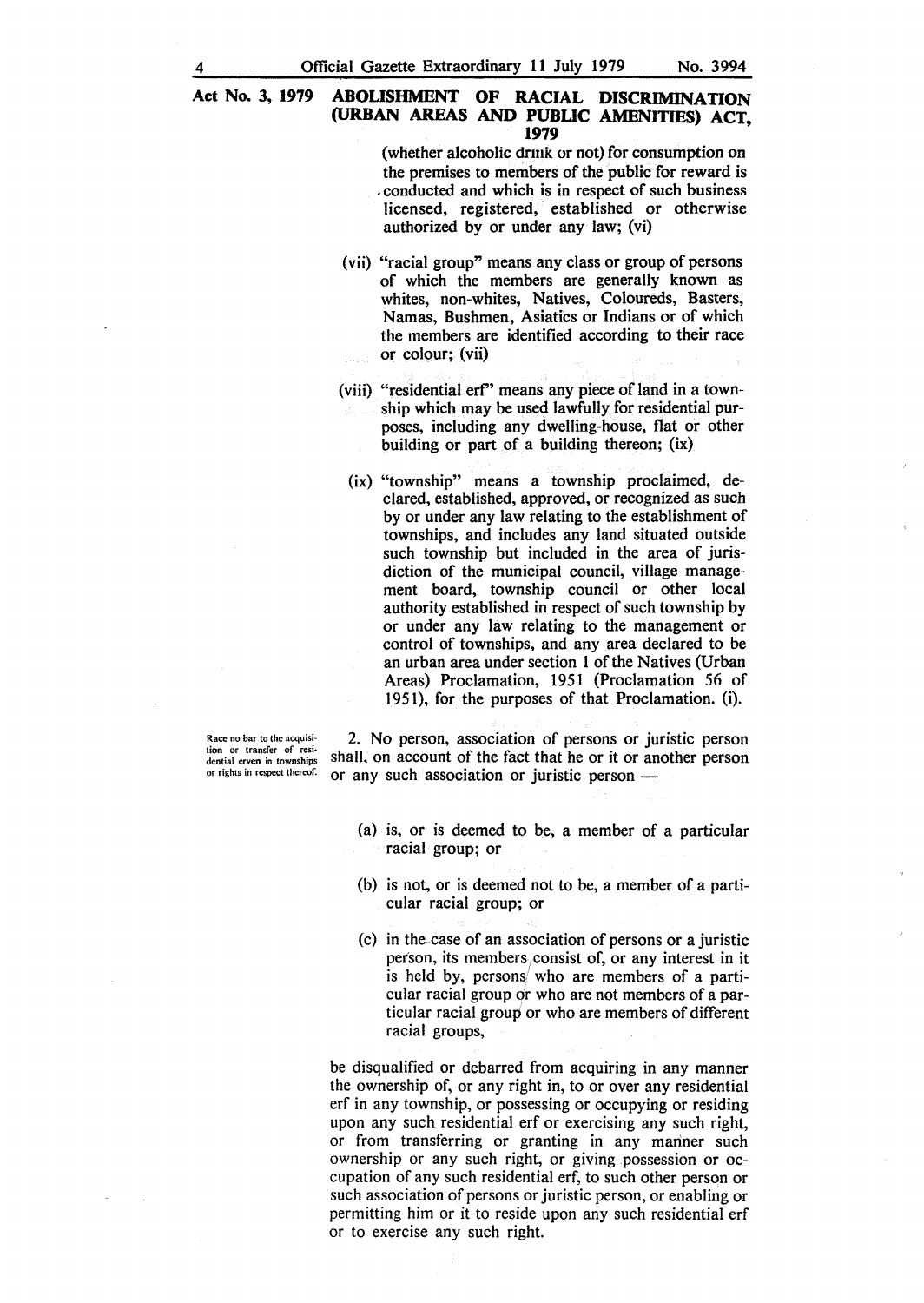Act No. 3, 1979 **ABOLISHMENT OF RACIAL DISCRIMINATION (URBAN AREAS AND PUBLIC AMENITIES) ACT, 1979**

(whether alcoholic drink or not) for consumption on the premises to members of the public for reward is conducted and which is in respect of such business licensed, registered, established or otherwise authorized by or under any law; (vi)

(vii) "racial group" means any class or group of persons of which the members are generally known as whites, non-whites, Natives, Coloureds, Basters, Namas, Bushmen, Asiatics or Indians or of which the members are identified according to their race or colour; (vii)

(viii) "residential erf" means any piece of land in a township which may be used lawfully for residential purposes, including any dwelling-house, flat or other building or part of a building thereon; (ix)

(ix) "township" means a township proclaimed, declared, established, approved, or recognized as such by or under any law relating to the establishment of townships, and includes any land situated outside such township but included in the area of jurisdiction of the municipal council, village management board, township council or other local authority established in respect of such township by or under any law relating to the management or control of townships, and any area declared to be an urban area under section 1 of the Natives (Urban Areas) Proclamation, 1951 (Proclamation 56 of 1951), for the purposes of that Proclamation. (i).

*Race no bar to the acquisition or transfer of residential erven in townships or rights in respect thereof.*

2. No person, association of persons or juristic person shall, on account of the fact that he or it or another person or any such association or juristic person —

(a) is, or is deemed to be, a member of a particular racial group; or

(b) is not, or is deemed not to be, a member of a particular racial group; or

(c) in the case of an association of persons or a juristic person, its members consist of, or any interest in it is held by, persons who are members of a particular racial group or who are not members of a particular racial group or who are members of different racial groups,

be disqualified or debarred from acquiring in any manner the ownership of, or any right in, to or over any residential erf in any township, or possessing or occupying or residing upon any such residential erf or exercising any such right, or from transferring or granting in any manner such ownership or any such right, or giving possession or occupation of any such residential erf, to such other person or such association of persons or juristic person, or enabling or permitting him or it to reside upon any such residential erf or to exercise any such right.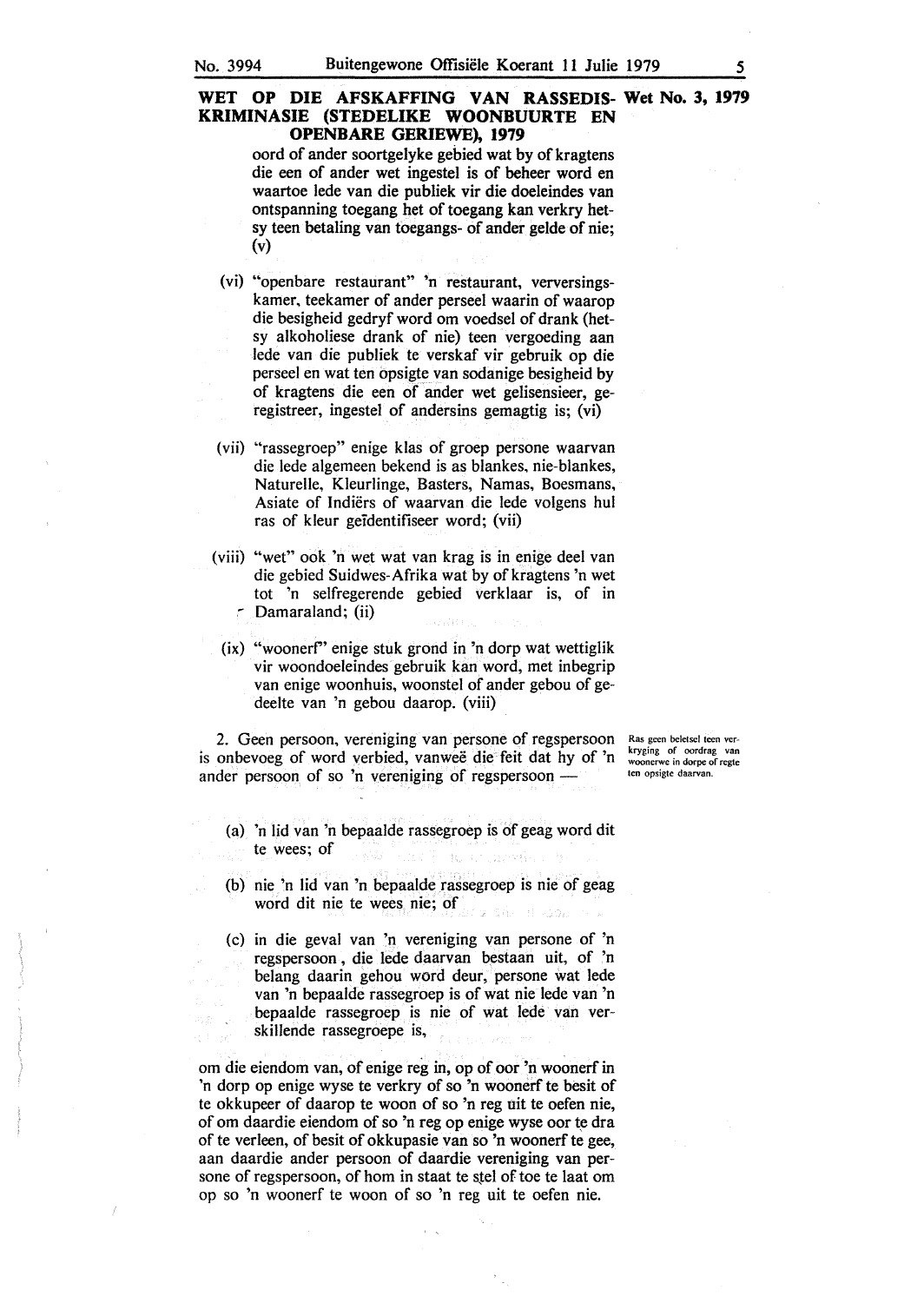**WET OP DIE AFSKAFFING VAN RASSEDISKRIMINASIE (STEDELIKE WOONBUURTE EN OPENBARE GERIEWE), 1979** — Wet No. 3, 1979

oord of ander soortgelyke gebied wat by of kragtens die een of ander wet ingestel is of beheer word en waartoe lede van die publiek vir die doeleindes van ontspanning toegang het of toegang kan verkry hetsy teen betaling van toegangs- of ander gelde of nie; (v)

(vi) "openbare restaurant" 'n restaurant, verversingskamer, teekamer of ander perseel waarin of waarop die besigheid gedryf word om voedsel of drank (hetsy alkoholiese drank of nie) teen vergoeding aan lede van die publiek te verskaf vir gebruik op die perseel en wat ten opsigte van sodanige besigheid by of kragtens die een of ander wet gelisensieer, geregistreer, ingestel of andersins gemagtig is; (vi)

(vii) "rassegroep" enige klas of groep persone waarvan die lede algemeen bekend is as blankes, nie-blankes, Naturelle, Kleurlinge, Basters, Namas, Boesmans, Asiate of Indiërs of waarvan die lede volgens hul ras of kleur geïdentifiseer word; (vii)

(viii) "wet" ook 'n wet wat van krag is in enige deel van die gebied Suidwes-Afrika wat by of kragtens 'n wet tot 'n selfregerende gebied verklaar is, of in Damaraland; (ii)

(ix) "woonerf" enige stuk grond in 'n dorp wat wettiglik vir woondoeleindes gebruik kan word, met inbegrip van enige woonhuis, woonstel of ander gebou of gedeelte van 'n gebou daarop. (viii)

*Ras geen beletsel teen verkryging of oordrag van woonerwe in dorpe of regte ten opsigte daarvan.*

2. Geen persoon, vereniging van persone of regspersoon is onbevoeg of word verbied, vanweë die feit dat hy of 'n ander persoon of so 'n vereniging of regspersoon —

(a) 'n lid van 'n bepaalde rassegroep is of geag word dit te wees; of

(b) nie 'n lid van 'n bepaalde rassegroep is nie of geag word dit nie te wees nie; of

(c) in die geval van 'n vereniging van persone of 'n regspersoon, die lede daarvan bestaan uit, of 'n belang daarin gehou word deur, persone wat lede van 'n bepaalde rassegroep is of wat nie lede van 'n bepaalde rassegroep is nie of wat lede van verskillende rassegroepe is,

om die eiendom van, of enige reg in, op of oor 'n woonerf in 'n dorp op enige wyse te verkry of so 'n woonerf te besit of te okkupeer of daarop te woon of so 'n reg uit te oefen nie, of om daardie eiendom of so 'n reg op enige wyse oor te dra of te verleen, of besit of okkupasie van so 'n woonerf te gee, aan daardie ander persoon of daardie vereniging van persone of regspersoon, of hom in staat te stel of toe te laat om op so 'n woonerf te woon of so 'n reg uit te oefen nie.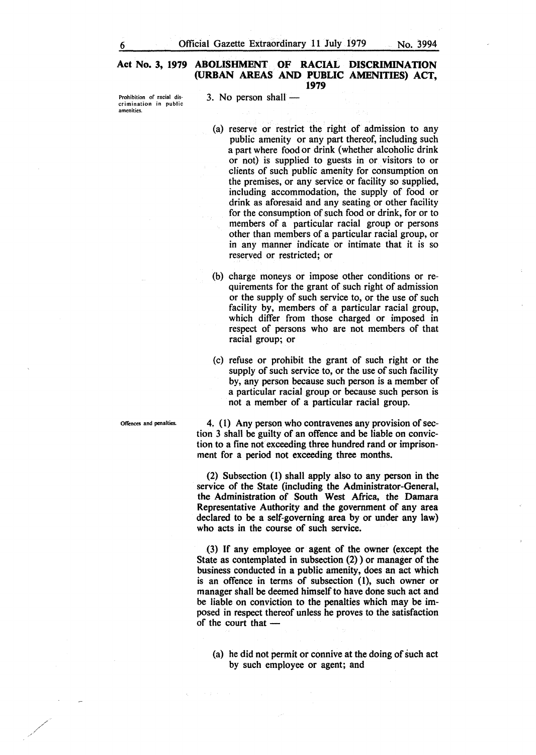**Act No. 3, 1979 ABOLISHMENT OF RACIAL DISCRIMINATION (URBAN AREAS AND PUBLIC AMENITIES) ACT, 1979**

*Prohibition of racial discrimination in public amenities.*

3. No person shall —

(a) reserve or restrict the right of admission to any public amenity or any part thereof, including such a part where food or drink (whether alcoholic drink or not) is supplied to guests in or visitors to or clients of such public amenity for consumption on the premises, or any service or facility so supplied, including accommodation, the supply of food or drink as aforesaid and any seating or other facility for the consumption of such food or drink, for or to members of a particular racial group or persons other than members of a particular racial group, or in any manner indicate or intimate that it is so reserved or restricted; or

(b) charge moneys or impose other conditions or requirements for the grant of such right of admission or the supply of such service to, or the use of such facility by, members of a particular racial group, which differ from those charged or imposed in respect of persons who are not members of that racial group; or

(c) refuse or prohibit the grant of such right or the supply of such service to, or the use of such facility by, any person because such person is a member of a particular racial group or because such person is not a member of a particular racial group.

*Offences and penalties.*

4. (1) Any person who contravenes any provision of section 3 shall be guilty of an offence and be liable on conviction to a fine not exceeding three hundred rand or imprisonment for a period not exceeding three months.

(2) Subsection (1) shall apply also to any person in the service of the State (including the Administrator-General, the Administration of South West Africa, the Damara Representative Authority and the government of any area declared to be a self-governing area by or under any law) who acts in the course of such service.

(3) If any employee or agent of the owner (except the State as contemplated in subsection (2)) or manager of the business conducted in a public amenity, does an act which is an offence in terms of subsection (1), such owner or manager shall be deemed himself to have done such act and be liable on conviction to the penalties which may be imposed in respect thereof unless he proves to the satisfaction of the court that —

(a) he did not permit or connive at the doing of such act by such employee or agent; and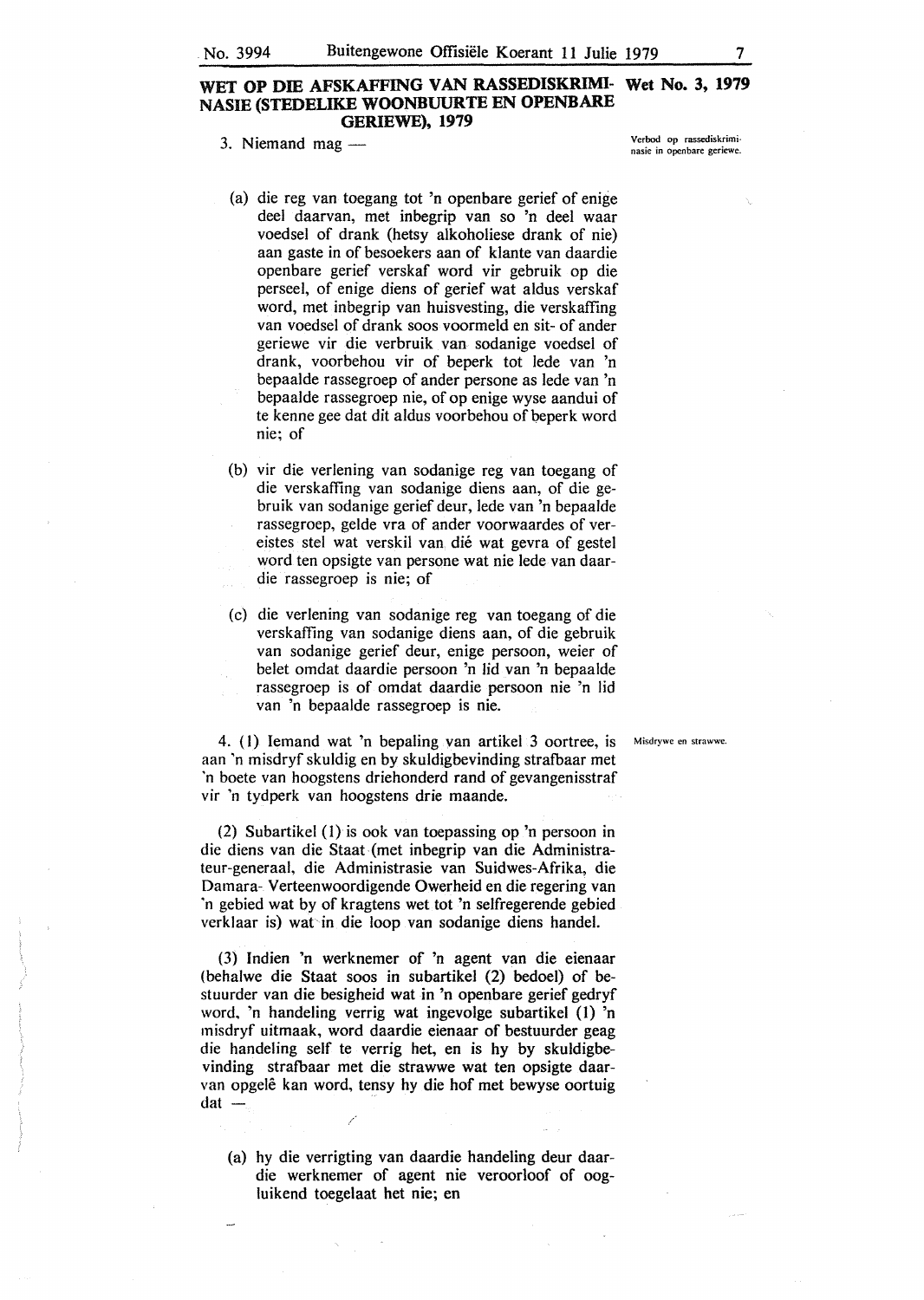**WET OP DIE AFSKAFFING VAN RASSEDISKRIMINASIE (STEDELIKE WOONBUURTE EN OPENBARE GERIEWE), 1979** — **Wet No. 3, 1979**

*Verbod op rassediskriminasie in openbare geriewe.*

3. Niemand mag —

(a) die reg van toegang tot 'n openbare gerief of enige deel daarvan, met inbegrip van so 'n deel waar voedsel of drank (hetsy alkoholiese drank of nie) aan gaste in of besoekers aan of klante van daardie openbare gerief verskaf word vir gebruik op die perseel, of enige diens of gerief wat aldus verskaf word, met inbegrip van huisvesting, die verskaffing van voedsel of drank soos voormeld en sit- of ander geriewe vir die verbruik van sodanige voedsel of drank, voorbehou vir of beperk tot lede van 'n bepaalde rassegroep of ander persone as lede van 'n bepaalde rassegroep nie, of op enige wyse aandui of te kenne gee dat dit aldus voorbehou of beperk word nie; of

(b) vir die verlening van sodanige reg van toegang of die verskaffing van sodanige diens aan, of die gebruik van sodanige gerief deur, lede van 'n bepaalde rassegroep, gelde vra of ander voorwaardes of vereistes stel wat verskil van dié wat gevra of gestel word ten opsigte van persone wat nie lede van daardie rassegroep is nie; of

(c) die verlening van sodanige reg van toegang of die verskaffing van sodanige diens aan, of die gebruik van sodanige gerief deur, enige persoon, weier of belet omdat daardie persoon 'n lid van 'n bepaalde rassegroep is of omdat daardie persoon nie 'n lid van 'n bepaalde rassegroep is nie.

*Misdrywe en strawwe.*

4. (1) Iemand wat 'n bepaling van artikel 3 oortree, is aan 'n misdryf skuldig en by skuldigbevinding strafbaar met 'n boete van hoogstens driehonderd rand of gevangenisstraf vir 'n tydperk van hoogstens drie maande.

(2) Subartikel (1) is ook van toepassing op 'n persoon in die diens van die Staat (met inbegrip van die Administrateur-generaal, die Administrasie van Suidwes-Afrika, die Damara- Verteenwoordigende Owerheid en die regering van 'n gebied wat by of kragtens wet tot 'n selfregerende gebied verklaar is) wat in die loop van sodanige diens handel.

(3) Indien 'n werknemer of 'n agent van die eienaar (behalwe die Staat soos in subartikel (2) bedoel) of bestuurder van die besigheid wat in 'n openbare gerief gedryf word, 'n handeling verrig wat ingevolge subartikel (1) 'n misdryf uitmaak, word daardie eienaar of bestuurder geag die handeling self te verrig het, en is hy by skuldigbevinding strafbaar met die strawwe wat ten opsigte daarvan opgelê kan word, tensy hy die hof met bewyse oortuig dat —

(a) hy die verrigting van daardie handeling deur daardie werknemer of agent nie veroorloof of oogluikend toegelaat het nie; en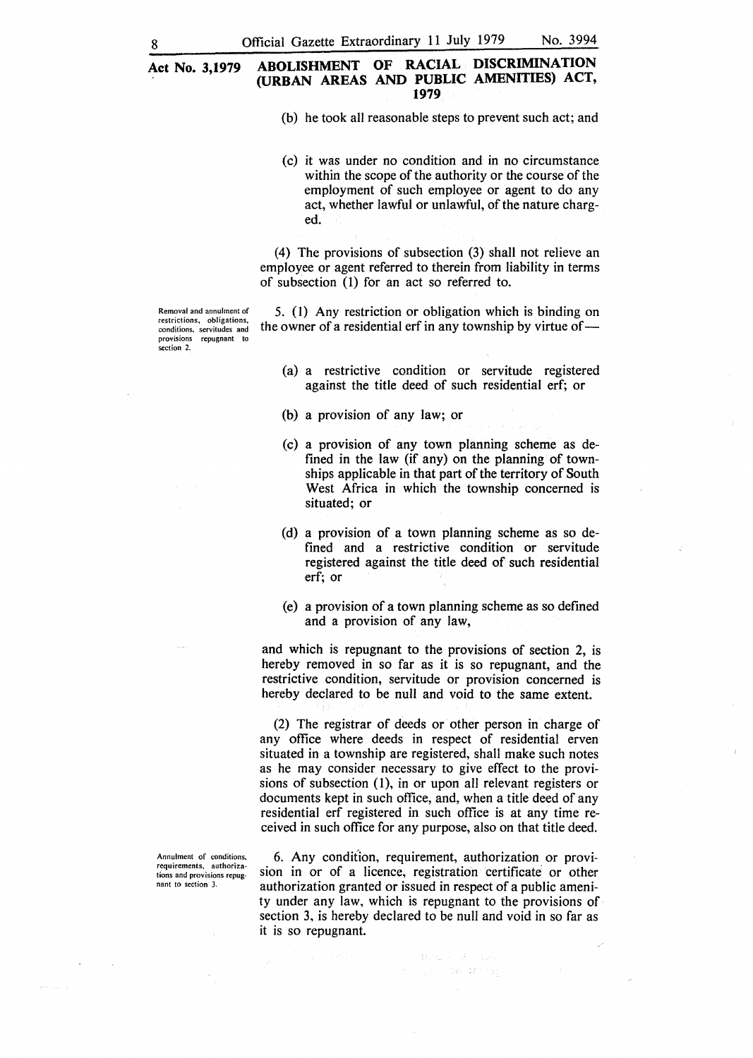(b) he took all reasonable steps to prevent such act; and

(c) it was under no condition and in no circumstance within the scope of the authority or the course of the employment of such employee or agent to do any act, whether lawful or unlawful, of the nature charged.

(4) The provisions of subsection (3) shall not relieve an employee or agent referred to therein from liability in terms of subsection (1) for an act so referred to.

**Removal and annulment of restrictions, obligations, conditions, servitudes and provisions repugnant to section 2.**

5. (1) Any restriction or obligation which is binding on the owner of a residential erf in any township by virtue of—

(a) a restrictive condition or servitude registered against the title deed of such residential erf; or

(b) a provision of any law; or

(c) a provision of any town planning scheme as defined in the law (if any) on the planning of townships applicable in that part of the territory of South West Africa in which the township concerned is situated; or

(d) a provision of a town planning scheme as so defined and a restrictive condition or servitude registered against the title deed of such residential erf; or

(e) a provision of a town planning scheme as so defined and a provision of any law,

and which is repugnant to the provisions of section 2, is hereby removed in so far as it is so repugnant, and the restrictive condition, servitude or provision concerned is hereby declared to be null and void to the same extent.

(2) The registrar of deeds or other person in charge of any office where deeds in respect of residential erven situated in a township are registered, shall make such notes as he may consider necessary to give effect to the provisions of subsection (1), in or upon all relevant registers or documents kept in such office, and, when a title deed of any residential erf registered in such office is at any time received in such office for any purpose, also on that title deed.

**Annulment of conditions, requirements, authorizations and provisions repugnant to section 3.**

6. Any condition, requirement, authorization or provision in or of a licence, registration certificate or other authorization granted or issued in respect of a public amenity under any law, which is repugnant to the provisions of section 3, is hereby declared to be null and void in so far as it is so repugnant.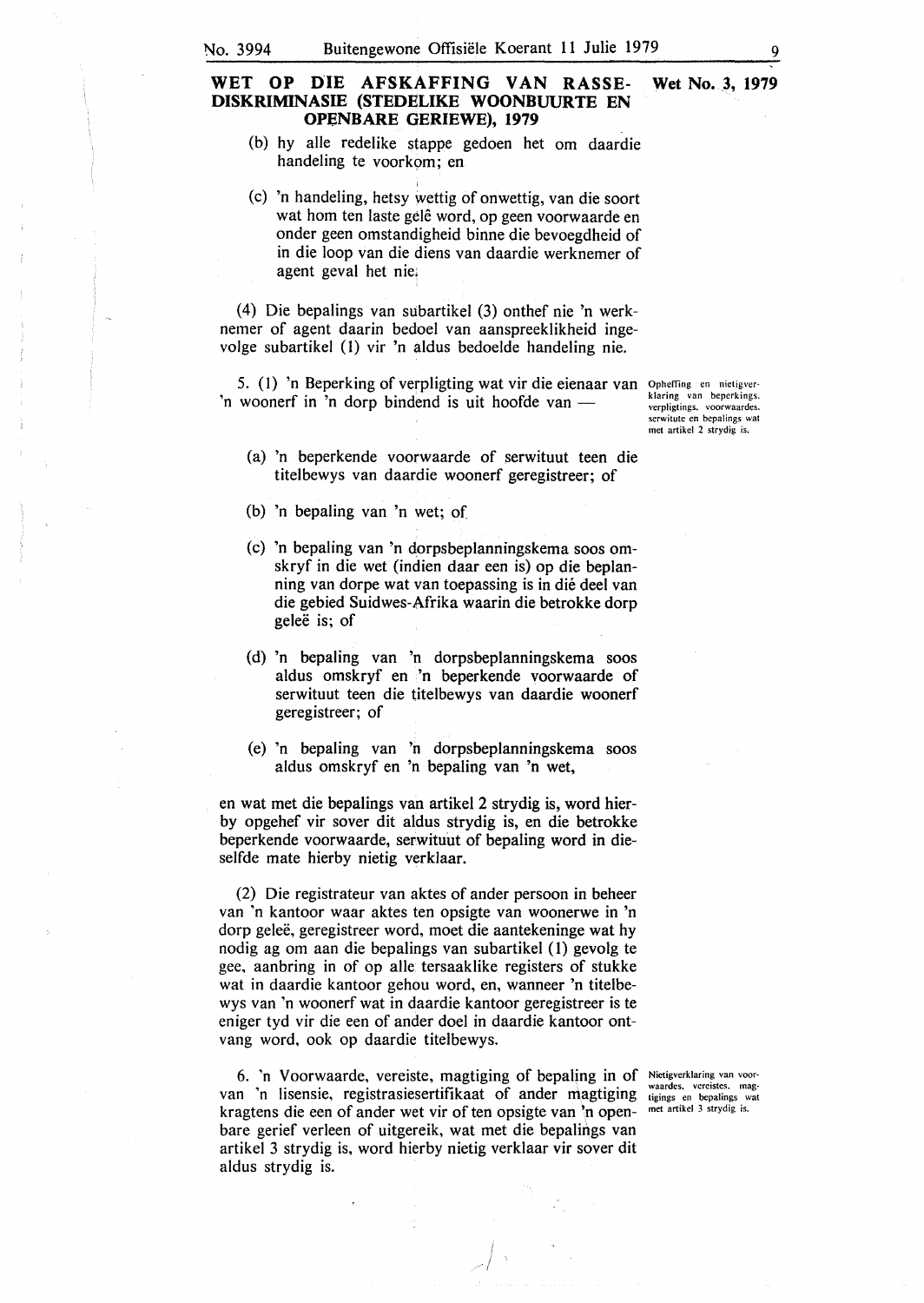## WET OP DIE AFSKAFFING VAN RASSE-DISKRIMINASIE (STEDELIKE WOONBUURTE EN OPENBARE GERIEWE), 1979

**Wet No. 3, 1979**

(b) hy alle redelike stappe gedoen het om daardie handeling te voorkom; en

(c) 'n handeling, hetsy wettig of onwettig, van die soort wat hom ten laste gelê word, op geen voorwaarde en onder geen omstandigheid binne die bevoegdheid of in die loop van die diens van daardie werknemer of agent geval het nie.

(4) Die bepalings van subartikel (3) onthef nie 'n werknemer of agent daarin bedoel van aanspreeklikheid ingevolge subartikel (1) vir 'n aldus bedoelde handeling nie.

*Opheffing en nietigverklaring van beperkings, verpligtings, voorwaardes, serwitute en bepalings wat met artikel 2 strydig is.*

5. (1) 'n Beperking of verpligting wat vir die eienaar van 'n woonerf in 'n dorp bindend is uit hoofde van —

(a) 'n beperkende voorwaarde of serwituut teen die titelbewys van daardie woonerf geregistreer; of

(b) 'n bepaling van 'n wet; of

(c) 'n bepaling van 'n dorpsbeplanningskema soos omskryf in die wet (indien daar een is) op die beplanning van dorpe wat van toepassing is in dié deel van die gebied Suidwes-Afrika waarin die betrokke dorp geleë is; of

(d) 'n bepaling van 'n dorpsbeplanningskema soos aldus omskryf en 'n beperkende voorwaarde of serwituut teen die titelbewys van daardie woonerf geregistreer; of

(e) 'n bepaling van 'n dorpsbeplanningskema soos aldus omskryf en 'n bepaling van 'n wet,

en wat met die bepalings van artikel 2 strydig is, word hierby opgehef vir sover dit aldus strydig is, en die betrokke beperkende voorwaarde, serwituut of bepaling word in dieselfde mate hierby nietig verklaar.

(2) Die registrateur van aktes of ander persoon in beheer van 'n kantoor waar aktes ten opsigte van woonerwe in 'n dorp geleë, geregistreer word, moet die aantekeninge wat hy nodig ag om aan die bepalings van subartikel (1) gevolg te gee, aanbring in of op alle tersaaklike registers of stukke wat in daardie kantoor gehou word, en, wanneer 'n titelbewys van 'n woonerf wat in daardie kantoor geregistreer is te eniger tyd vir die een of ander doel in daardie kantoor ontvang word, ook op daardie titelbewys.

*Nietigverklaring van voorwaardes, vereistes, magtigings en bepalings wat met artikel 3 strydig is.*

6. 'n Voorwaarde, vereiste, magtiging of bepaling in of van 'n lisensie, registrasiesertifikaat of ander magtiging kragtens die een of ander wet vir of ten opsigte van 'n openbare gerief verleen of uitgereik, wat met die bepalings van artikel 3 strydig is, word hierby nietig verklaar vir sover dit aldus strydig is.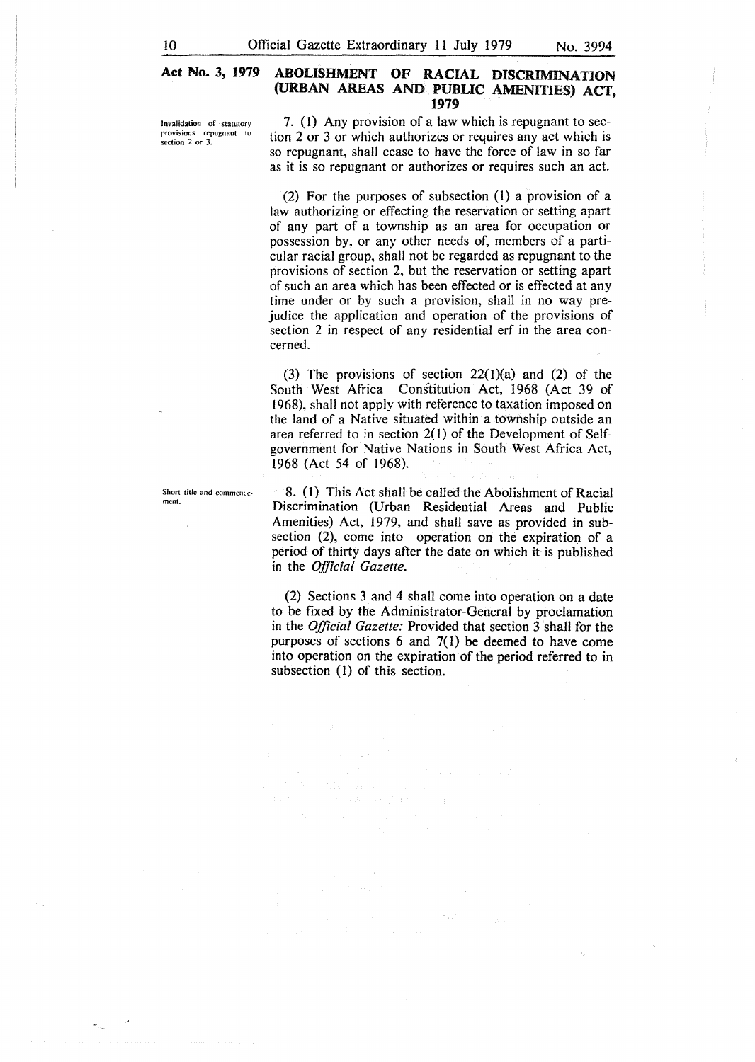**Act No. 3, 1979** **ABOLISHMENT OF RACIAL DISCRIMINATION (URBAN AREAS AND PUBLIC AMENITIES) ACT, 1979**

Invalidation of statutory provisions repugnant to section 2 or 3.

7. (1) Any provision of a law which is repugnant to section 2 or 3 or which authorizes or requires any act which is so repugnant, shall cease to have the force of law in so far as it is so repugnant or authorizes or requires such an act.

(2) For the purposes of subsection (1) a provision of a law authorizing or effecting the reservation or setting apart of any part of a township as an area for occupation or possession by, or any other needs of, members of a particular racial group, shall not be regarded as repugnant to the provisions of section 2, but the reservation or setting apart of such an area which has been effected or is effected at any time under or by such a provision, shall in no way prejudice the application and operation of the provisions of section 2 in respect of any residential erf in the area concerned.

(3) The provisions of section 22(1)(a) and (2) of the South West Africa Constitution Act, 1968 (Act 39 of 1968), shall not apply with reference to taxation imposed on the land of a Native situated within a township outside an area referred to in section 2(1) of the Development of Self-government for Native Nations in South West Africa Act, 1968 (Act 54 of 1968).

Short title and commencement.

8. (1) This Act shall be called the Abolishment of Racial Discrimination (Urban Residential Areas and Public Amenities) Act, 1979, and shall save as provided in subsection (2), come into operation on the expiration of a period of thirty days after the date on which it is published in the *Official Gazette*.

(2) Sections 3 and 4 shall come into operation on a date to be fixed by the Administrator-General by proclamation in the *Official Gazette:* Provided that section 3 shall for the purposes of sections 6 and 7(1) be deemed to have come into operation on the expiration of the period referred to in subsection (1) of this section.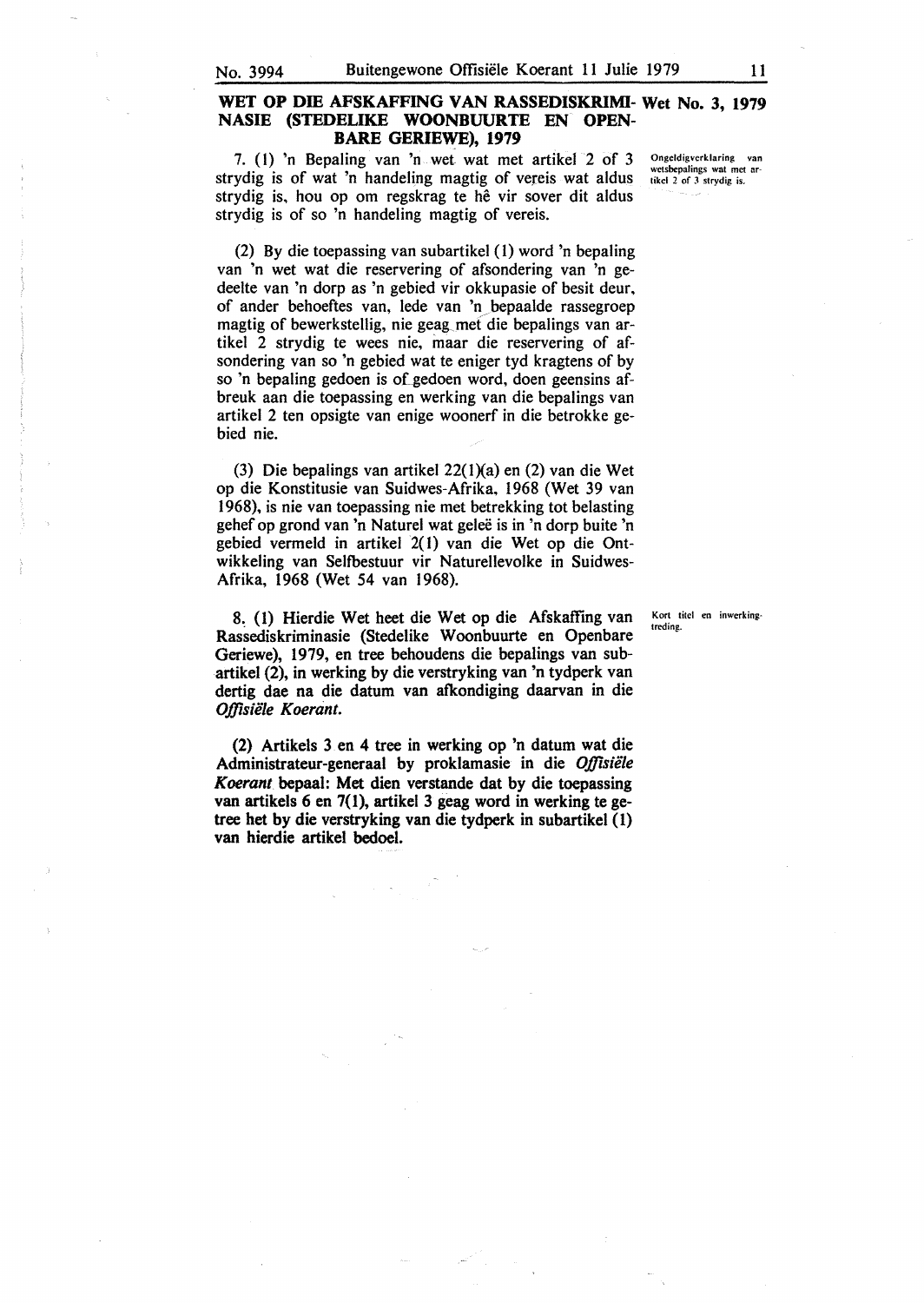## WET OP DIE AFSKAFFING VAN RASSEDISKRIMINASIE (STEDELIKE WOONBUURTE EN OPENBARE GERIEWE), 1979

**Wet No. 3, 1979**

Ongeldigverklaring van wetsbepalings wat met artikel 2 of 3 strydig is.

7. (1) 'n Bepaling van 'n wet wat met artikel 2 of 3 strydig is of wat 'n handeling magtig of vereis wat aldus strydig is, hou op om regskrag te hê vir sover dit aldus strydig is of so 'n handeling magtig of vereis.

(2) By die toepassing van subartikel (1) word 'n bepaling van 'n wet wat die reservering of afsondering van 'n gedeelte van 'n dorp as 'n gebied vir okkupasie of besit deur, of ander behoeftes van, lede van 'n bepaalde rassegroep magtig of bewerkstellig, nie geag met die bepalings van artikel 2 strydig te wees nie, maar die reservering of afsondering van so 'n gebied wat te eniger tyd kragtens of by so 'n bepaling gedoen is of gedoen word, doen geensins afbreuk aan die toepassing en werking van die bepalings van artikel 2 ten opsigte van enige woonerf in die betrokke gebied nie.

(3) Die bepalings van artikel 22(1)(a) en (2) van die Wet op die Konstitusie van Suidwes-Afrika, 1968 (Wet 39 van 1968), is nie van toepassing nie met betrekking tot belasting gehef op grond van 'n Naturel wat geleë is in 'n dorp buite 'n gebied vermeld in artikel 2(1) van die Wet op die Ontwikkeling van Selfbestuur vir Naturellevolke in Suidwes-Afrika, 1968 (Wet 54 van 1968).

Kort titel en inwerkingtreding.

8. (1) Hierdie Wet heet die Wet op die Afskaffing van Rassediskriminasie (Stedelike Woonbuurte en Openbare Geriewe), 1979, en tree behoudens die bepalings van subartikel (2), in werking by die verstryking van 'n tydperk van dertig dae na die datum van afkondiging daarvan in die *Offisiële Koerant*.

(2) Artikels 3 en 4 tree in werking op 'n datum wat die Administrateur-generaal by proklamasie in die *Offisiële Koerant* bepaal: Met dien verstande dat by die toepassing van artikels 6 en 7(1), artikel 3 geag word in werking te getree het by die verstryking van die tydperk in subartikel (1) van hierdie artikel bedoel.